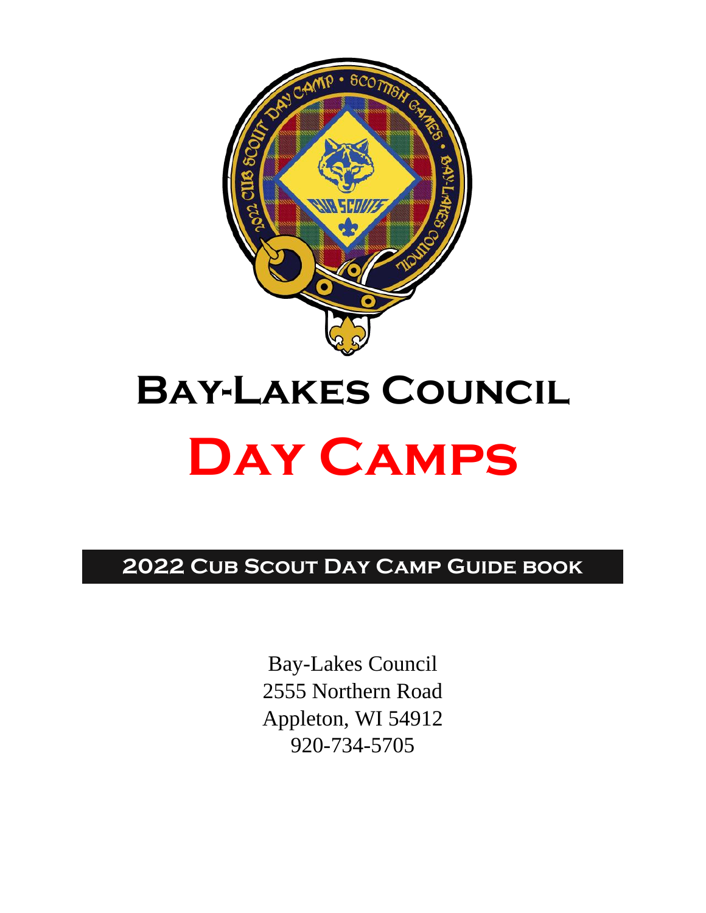# Bay-Lakes Council

# Day Camps

## 2022 Cub Scout Day Camp Guide book

Bay-Lakes Council
2555 Northern Road
Appleton, WI 54912
920-734-5705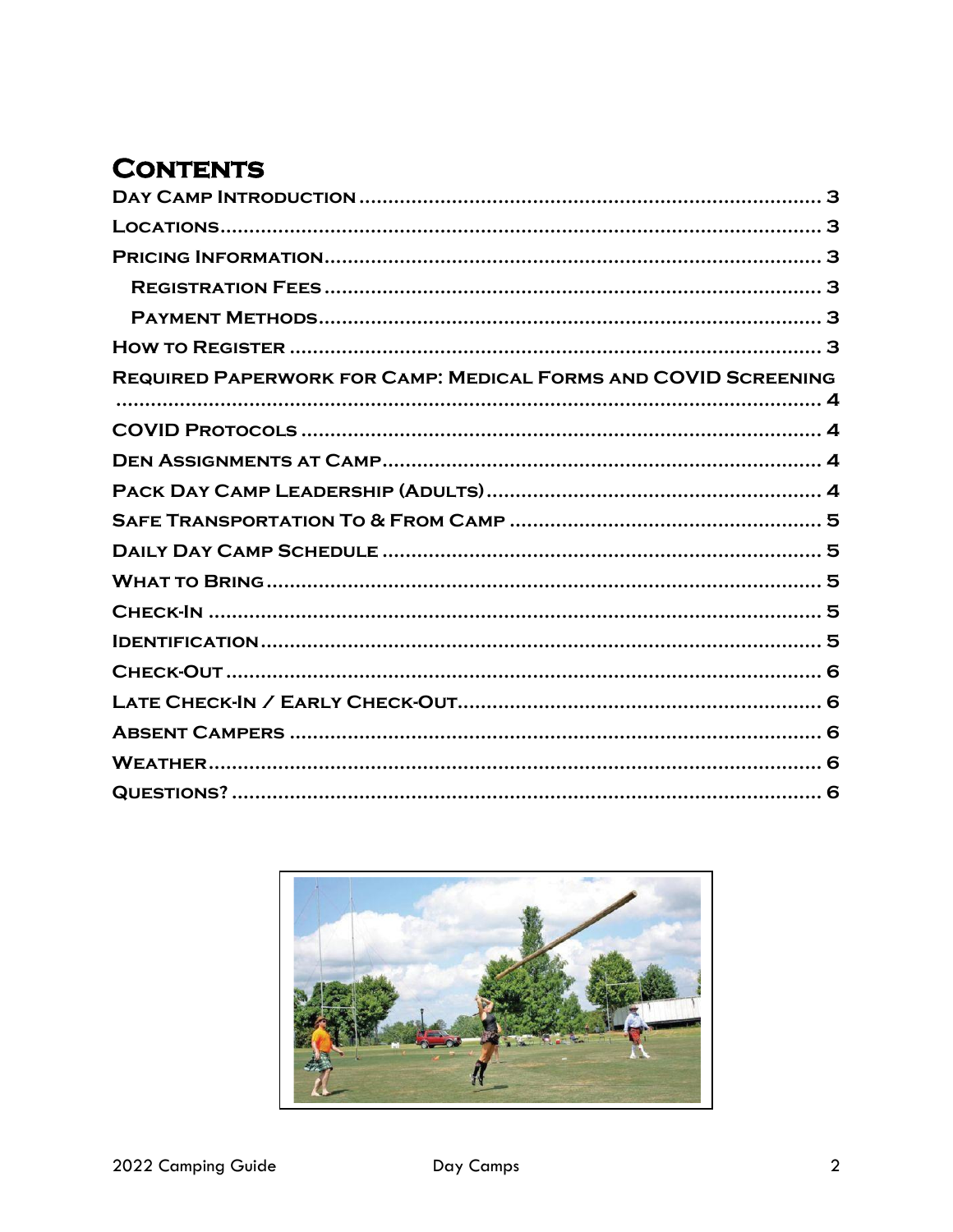# Contents

- Day Camp Introduction ........ 3
- Locations ........ 3
- Pricing Information ........ 3
  - Registration Fees ........ 3
  - Payment Methods ........ 3
- How to Register ........ 3
- Required Paperwork for Camp: Medical Forms and COVID Screening ........ 4
- COVID Protocols ........ 4
- Den Assignments at Camp ........ 4
- Pack Day Camp Leadership (Adults) ........ 4
- Safe Transportation To & From Camp ........ 5
- Daily Day Camp Schedule ........ 5
- What to Bring ........ 5
- Check-In ........ 5
- Identification ........ 5
- Check-Out ........ 6
- Late Check-In / Early Check-Out ........ 6
- Absent Campers ........ 6
- Weather ........ 6
- Questions? ........ 6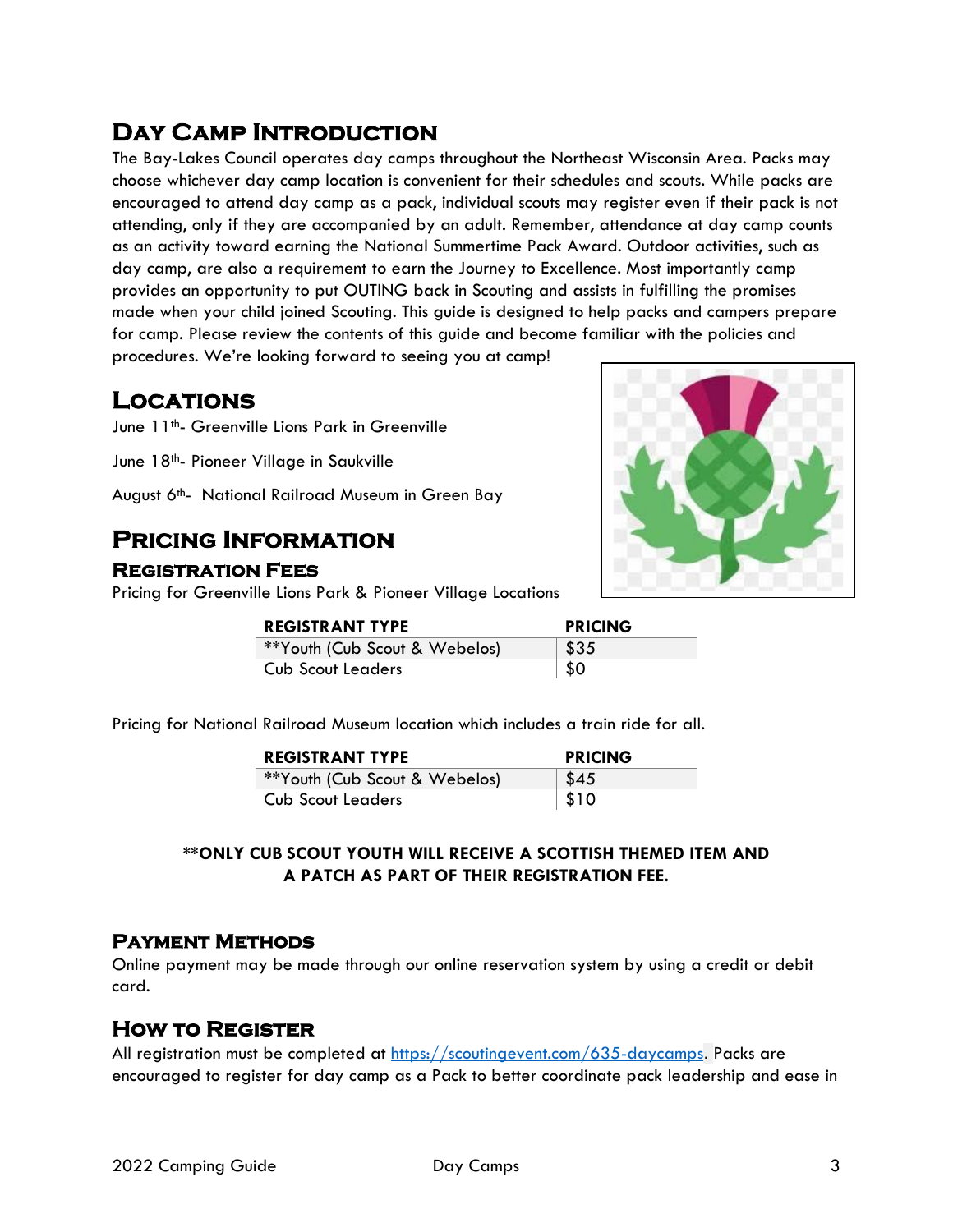# Day Camp Introduction

The Bay-Lakes Council operates day camps throughout the Northeast Wisconsin Area. Packs may choose whichever day camp location is convenient for their schedules and scouts. While packs are encouraged to attend day camp as a pack, individual scouts may register even if their pack is not attending, only if they are accompanied by an adult. Remember, attendance at day camp counts as an activity toward earning the National Summertime Pack Award. Outdoor activities, such as day camp, are also a requirement to earn the Journey to Excellence. Most importantly camp provides an opportunity to put OUTING back in Scouting and assists in fulfilling the promises made when your child joined Scouting. This guide is designed to help packs and campers prepare for camp. Please review the contents of this guide and become familiar with the policies and procedures. We're looking forward to seeing you at camp!

# Locations

June 11th- Greenville Lions Park in Greenville

June 18th- Pioneer Village in Saukville

August 6th- National Railroad Museum in Green Bay

# Pricing Information

## Registration Fees

Pricing for Greenville Lions Park & Pioneer Village Locations

| REGISTRANT TYPE | PRICING |
|---|---|
| **Youth (Cub Scout & Webelos) | $35 |
| Cub Scout Leaders | $0 |

Pricing for National Railroad Museum location which includes a train ride for all.

| REGISTRANT TYPE | PRICING |
|---|---|
| **Youth (Cub Scout & Webelos) | $45 |
| Cub Scout Leaders | $10 |

**ONLY CUB SCOUT YOUTH WILL RECEIVE A SCOTTISH THEMED ITEM AND A PATCH AS PART OF THEIR REGISTRATION FEE.**

## Payment Methods

Online payment may be made through our online reservation system by using a credit or debit card.

## How to Register

All registration must be completed at https://scoutingevent.com/635-daycamps. Packs are encouraged to register for day camp as a Pack to better coordinate pack leadership and ease in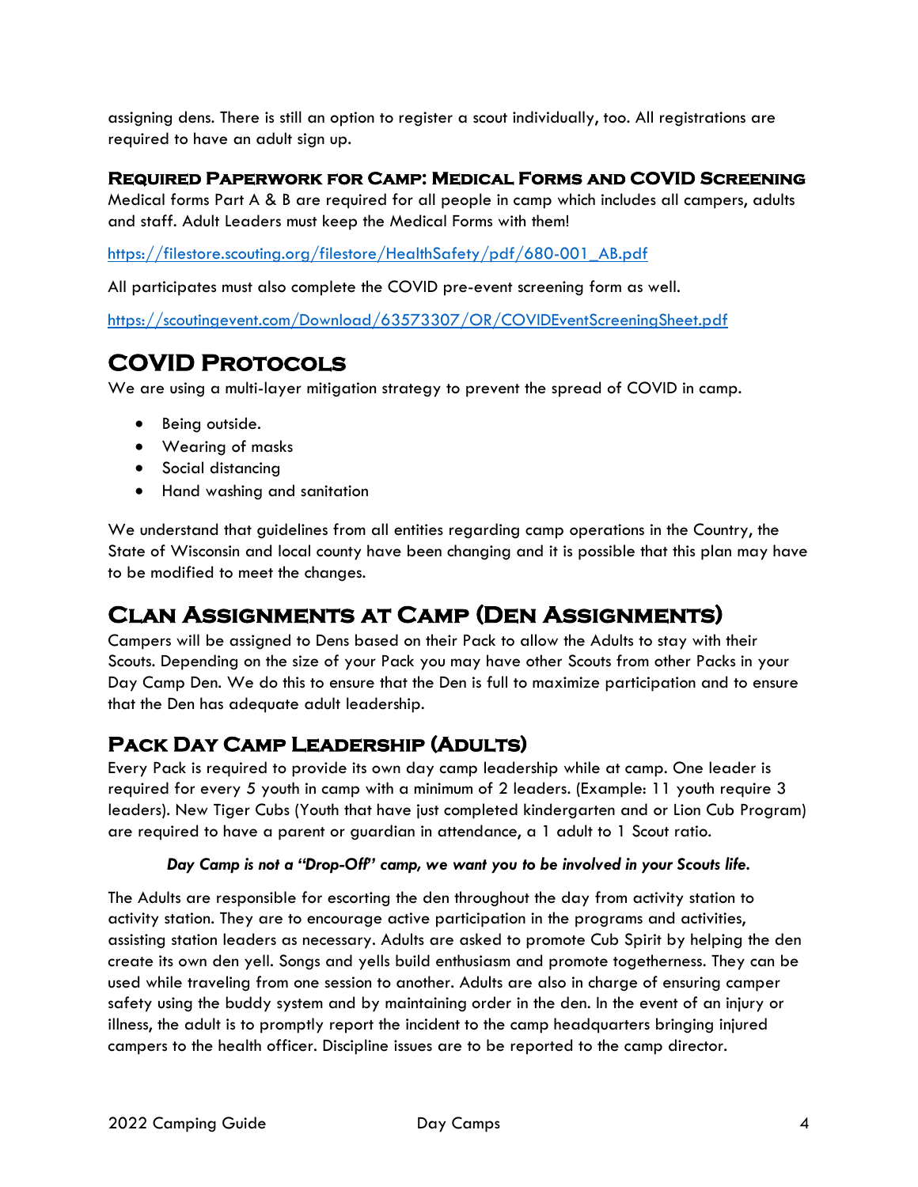assigning dens. There is still an option to register a scout individually, too. All registrations are required to have an adult sign up.

### Required Paperwork for Camp: Medical Forms and COVID Screening

Medical forms Part A & B are required for all people in camp which includes all campers, adults and staff. Adult Leaders must keep the Medical Forms with them!

https://filestore.scouting.org/filestore/HealthSafety/pdf/680-001_AB.pdf

All participates must also complete the COVID pre-event screening form as well.

https://scoutingevent.com/Download/63573307/OR/COVIDEventScreeningSheet.pdf

# COVID Protocols

We are using a multi-layer mitigation strategy to prevent the spread of COVID in camp.

- Being outside.
- Wearing of masks
- Social distancing
- Hand washing and sanitation

We understand that guidelines from all entities regarding camp operations in the Country, the State of Wisconsin and local county have been changing and it is possible that this plan may have to be modified to meet the changes.

# Clan Assignments at Camp (Den Assignments)

Campers will be assigned to Dens based on their Pack to allow the Adults to stay with their Scouts. Depending on the size of your Pack you may have other Scouts from other Packs in your Day Camp Den. We do this to ensure that the Den is full to maximize participation and to ensure that the Den has adequate adult leadership.

## Pack Day Camp Leadership (Adults)

Every Pack is required to provide its own day camp leadership while at camp. One leader is required for every 5 youth in camp with a minimum of 2 leaders. (Example: 11 youth require 3 leaders). New Tiger Cubs (Youth that have just completed kindergarten and or Lion Cub Program) are required to have a parent or guardian in attendance, a 1 adult to 1 Scout ratio.

***Day Camp is not a "Drop-Off" camp, we want you to be involved in your Scouts life.***

The Adults are responsible for escorting the den throughout the day from activity station to activity station. They are to encourage active participation in the programs and activities, assisting station leaders as necessary. Adults are asked to promote Cub Spirit by helping the den create its own den yell. Songs and yells build enthusiasm and promote togetherness. They can be used while traveling from one session to another. Adults are also in charge of ensuring camper safety using the buddy system and by maintaining order in the den. In the event of an injury or illness, the adult is to promptly report the incident to the camp headquarters bringing injured campers to the health officer. Discipline issues are to be reported to the camp director.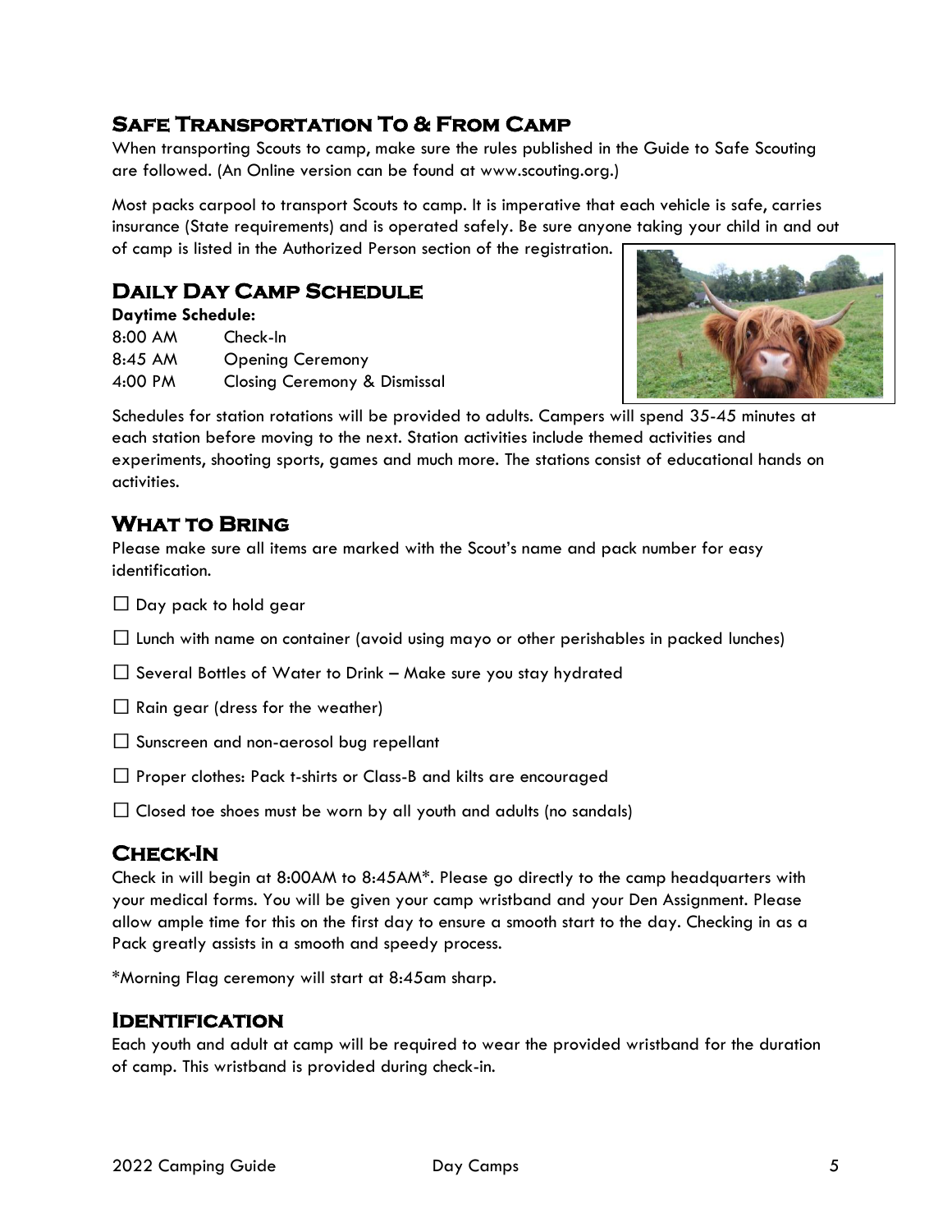## Safe Transportation To & From Camp

When transporting Scouts to camp, make sure the rules published in the Guide to Safe Scouting are followed. (An Online version can be found at www.scouting.org.)

Most packs carpool to transport Scouts to camp. It is imperative that each vehicle is safe, carries insurance (State requirements) and is operated safely. Be sure anyone taking your child in and out of camp is listed in the Authorized Person section of the registration.

## Daily Day Camp Schedule

**Daytime Schedule:**

| | |
|---|---|
| 8:00 AM | Check-In |
| 8:45 AM | Opening Ceremony |
| 4:00 PM | Closing Ceremony & Dismissal |

Schedules for station rotations will be provided to adults. Campers will spend 35-45 minutes at each station before moving to the next. Station activities include themed activities and experiments, shooting sports, games and much more. The stations consist of educational hands on activities.

## What to Bring

Please make sure all items are marked with the Scout's name and pack number for easy identification.

- ☐ Day pack to hold gear
- ☐ Lunch with name on container (avoid using mayo or other perishables in packed lunches)
- ☐ Several Bottles of Water to Drink – Make sure you stay hydrated
- ☐ Rain gear (dress for the weather)
- ☐ Sunscreen and non-aerosol bug repellant
- ☐ Proper clothes: Pack t-shirts or Class-B and kilts are encouraged
- ☐ Closed toe shoes must be worn by all youth and adults (no sandals)

## Check-In

Check in will begin at 8:00AM to 8:45AM*. Please go directly to the camp headquarters with your medical forms. You will be given your camp wristband and your Den Assignment. Please allow ample time for this on the first day to ensure a smooth start to the day. Checking in as a Pack greatly assists in a smooth and speedy process.

*Morning Flag ceremony will start at 8:45am sharp.

## Identification

Each youth and adult at camp will be required to wear the provided wristband for the duration of camp. This wristband is provided during check-in.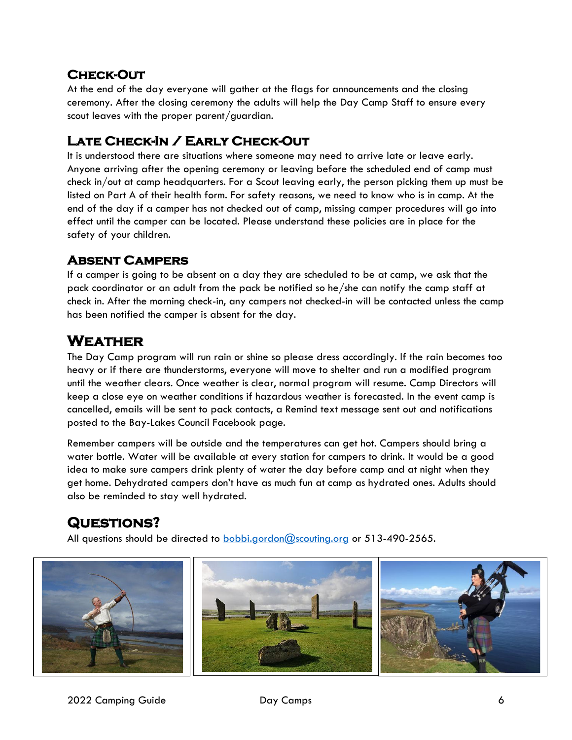## Check-Out

At the end of the day everyone will gather at the flags for announcements and the closing ceremony. After the closing ceremony the adults will help the Day Camp Staff to ensure every scout leaves with the proper parent/guardian.

## Late Check-In / Early Check-Out

It is understood there are situations where someone may need to arrive late or leave early. Anyone arriving after the opening ceremony or leaving before the scheduled end of camp must check in/out at camp headquarters. For a Scout leaving early, the person picking them up must be listed on Part A of their health form. For safety reasons, we need to know who is in camp. At the end of the day if a camper has not checked out of camp, missing camper procedures will go into effect until the camper can be located. Please understand these policies are in place for the safety of your children.

## Absent Campers

If a camper is going to be absent on a day they are scheduled to be at camp, we ask that the pack coordinator or an adult from the pack be notified so he/she can notify the camp staff at check in. After the morning check-in, any campers not checked-in will be contacted unless the camp has been notified the camper is absent for the day.

# Weather

The Day Camp program will run rain or shine so please dress accordingly. If the rain becomes too heavy or if there are thunderstorms, everyone will move to shelter and run a modified program until the weather clears. Once weather is clear, normal program will resume. Camp Directors will keep a close eye on weather conditions if hazardous weather is forecasted. In the event camp is cancelled, emails will be sent to pack contacts, a Remind text message sent out and notifications posted to the Bay-Lakes Council Facebook page.

Remember campers will be outside and the temperatures can get hot. Campers should bring a water bottle. Water will be available at every station for campers to drink. It would be a good idea to make sure campers drink plenty of water the day before camp and at night when they get home. Dehydrated campers don't have as much fun at camp as hydrated ones. Adults should also be reminded to stay well hydrated.

# Questions?

All questions should be directed to bobbi.gordon@scouting.org or 513-490-2565.